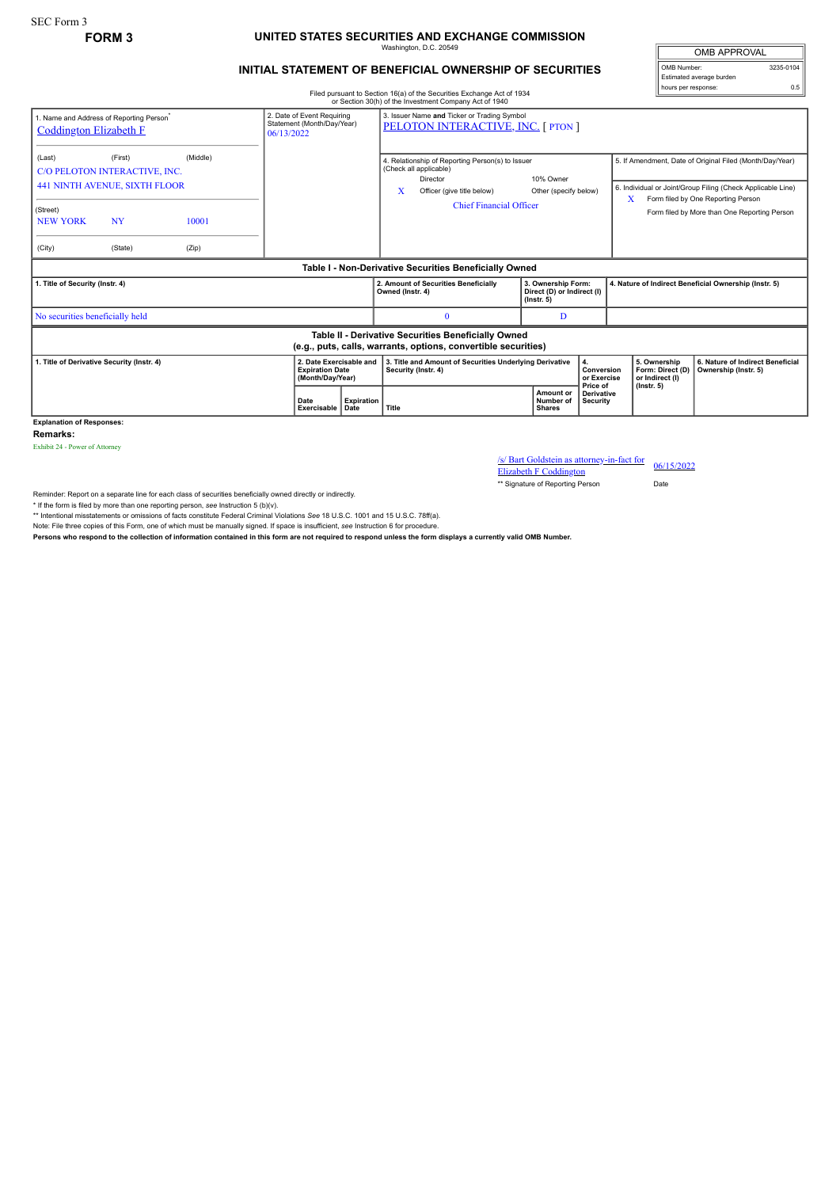SEC Form 3

**FORM 3**

# UNITED STATES SECURITIES AND EXCHANGE COMMISSION

Washington, D.C. 20549

## INITIAL STATEMENT OF BENEFICIAL OWNERSHIP OF SECURITIES

Filed pursuant to Section 16(a) of the Securities Exchange Act of 1934 or Section 30(h) of the Investment Company Act of 1940

| OMB APPROVAL | |
|---|---|
| OMB Number: | 3235-0104 |
| Estimated average burden | |
| hours per response: | 0.5 |

1. Name and Address of Reporting Person*
Coddington Elizabeth F

(Last) (First) (Middle)
C/O PELOTON INTERACTIVE, INC.
441 NINTH AVENUE, SIXTH FLOOR

(Street)
NEW YORK NY 10001

(City) (State) (Zip)

2. Date of Event Requiring Statement (Month/Day/Year)
06/13/2022

3. Issuer Name and Ticker or Trading Symbol
PELOTON INTERACTIVE, INC. [ PTON ]

4. Relationship of Reporting Person(s) to Issuer (Check all applicable)
Director
10% Owner
X Officer (give title below)
Other (specify below)
Chief Financial Officer

5. If Amendment, Date of Original Filed (Month/Day/Year)

6. Individual or Joint/Group Filing (Check Applicable Line)
X Form filed by One Reporting Person
Form filed by More than One Reporting Person

**Table I - Non-Derivative Securities Beneficially Owned**

| 1. Title of Security (Instr. 4) | 2. Amount of Securities Beneficially Owned (Instr. 4) | 3. Ownership Form: Direct (D) or Indirect (I) (Instr. 5) | 4. Nature of Indirect Beneficial Ownership (Instr. 5) |
|---|---|---|---|
| No securities beneficially held | 0 | D | |

**Table II - Derivative Securities Beneficially Owned (e.g., puts, calls, warrants, options, convertible securities)**

| 1. Title of Derivative Security (Instr. 4) | 2. Date Exercisable and Expiration Date (Month/Day/Year) | | 3. Title and Amount of Securities Underlying Derivative Security (Instr. 4) | | 4. Conversion or Exercise Price of Derivative Security | 5. Ownership Form: Direct (D) or Indirect (I) (Instr. 5) | 6. Nature of Indirect Beneficial Ownership (Instr. 5) |
|---|---|---|---|---|---|---|---|
| | Date Exercisable | Expiration Date | Title | Amount or Number of Shares | | | |

**Explanation of Responses:**

**Remarks:**

Exhibit 24 - Power of Attorney

/s/ Bart Goldstein as attorney-in-fact for Elizabeth F Coddington — 06/15/2022

** Signature of Reporting Person — Date

Reminder: Report on a separate line for each class of securities beneficially owned directly or indirectly.

* If the form is filed by more than one reporting person, *see* Instruction 5 (b)(v).

** Intentional misstatements or omissions of facts constitute Federal Criminal Violations *See* 18 U.S.C. 1001 and 15 U.S.C. 78ff(a).

Note: File three copies of this Form, one of which must be manually signed. If space is insufficient, *see* Instruction 6 for procedure.

**Persons who respond to the collection of information contained in this form are not required to respond unless the form displays a currently valid OMB Number.**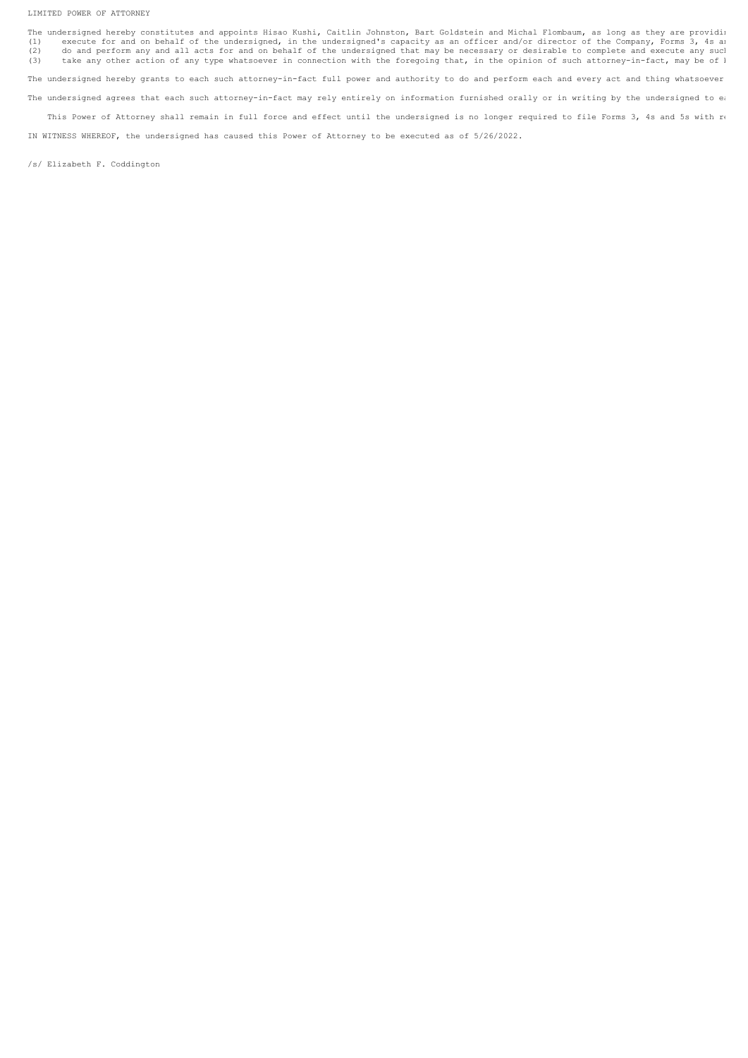LIMITED POWER OF ATTORNEY

The undersigned hereby constitutes and appoints Hisao Kushi, Caitlin Johnston, Bart Goldstein and Michal Flombaum, as long as they are providi

(1) execute for and on behalf of the undersigned, in the undersigned's capacity as an officer and/or director of the Company, Forms 3, 4s a

(2) do and perform any and all acts for and on behalf of the undersigned that may be necessary or desirable to complete and execute any such

(3) take any other action of any type whatsoever in connection with the foregoing that, in the opinion of such attorney-in-fact, may be of

The undersigned hereby grants to each such attorney-in-fact full power and authority to do and perform each and every act and thing whatsoever

The undersigned agrees that each such attorney-in-fact may rely entirely on information furnished orally or in writing by the undersigned to e

This Power of Attorney shall remain in full force and effect until the undersigned is no longer required to file Forms 3, 4s and 5s with r

IN WITNESS WHEREOF, the undersigned has caused this Power of Attorney to be executed as of 5/26/2022.

/s/ Elizabeth F. Coddington